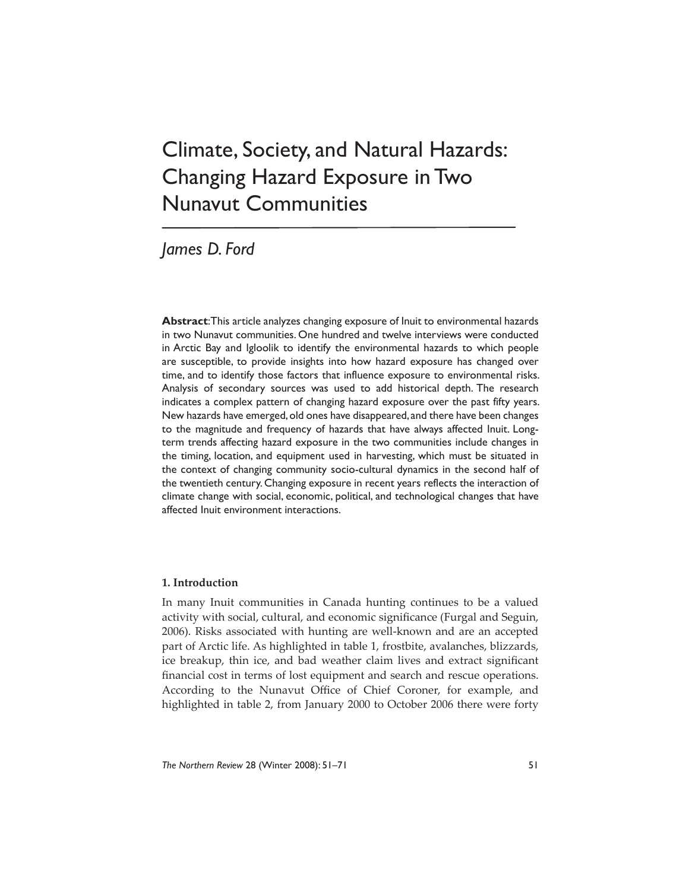# Climate, Society, and Natural Hazards: Changing Hazard Exposure in Two Nunavut Communities

*James D. Ford*

**Abstract**: This article analyzes changing exposure of Inuit to environmental hazards in two Nunavut communities. One hundred and twelve interviews were conducted in Arctic Bay and Igloolik to identify the environmental hazards to which people are susceptible, to provide insights into how hazard exposure has changed over time, and to identify those factors that influence exposure to environmental risks. Analysis of secondary sources was used to add historical depth. The research indicates a complex pattern of changing hazard exposure over the past fifty years. New hazards have emerged, old ones have disappeared, and there have been changes to the magnitude and frequency of hazards that have always affected Inuit. Long-term trends affecting hazard exposure in the two communities include changes in the timing, location, and equipment used in harvesting, which must be situated in the context of changing community socio-cultural dynamics in the second half of the twentieth century. Changing exposure in recent years reflects the interaction of climate change with social, economic, political, and technological changes that have affected Inuit environment interactions.

## 1. Introduction

In many Inuit communities in Canada hunting continues to be a valued activity with social, cultural, and economic significance (Furgal and Seguin, 2006). Risks associated with hunting are well-known and are an accepted part of Arctic life. As highlighted in table 1, frostbite, avalanches, blizzards, ice breakup, thin ice, and bad weather claim lives and extract significant financial cost in terms of lost equipment and search and rescue operations. According to the Nunavut Office of Chief Coroner, for example, and highlighted in table 2, from January 2000 to October 2006 there were forty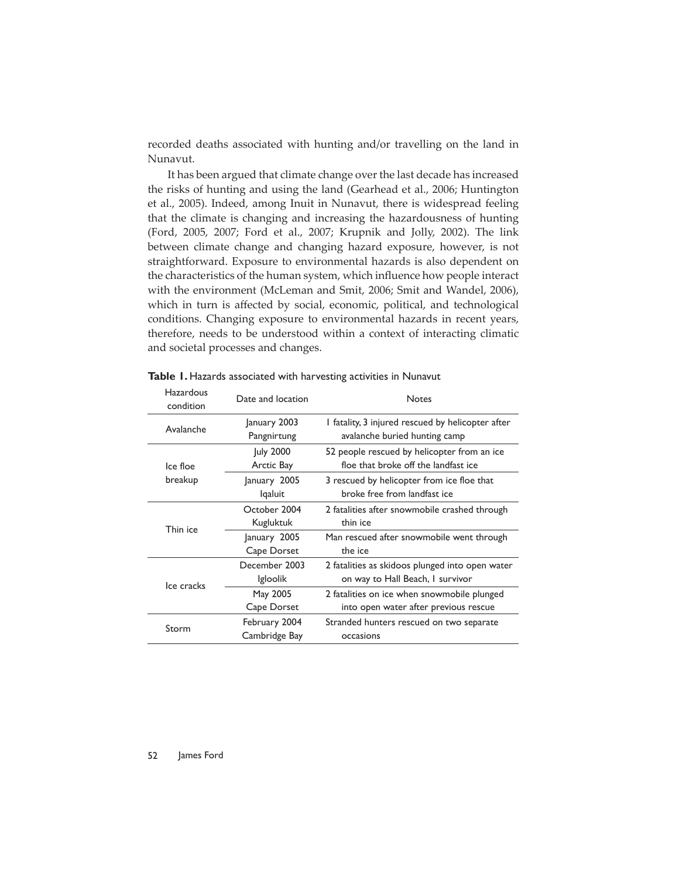recorded deaths associated with hunting and/or travelling on the land in Nunavut.

It has been argued that climate change over the last decade has increased the risks of hunting and using the land (Gearhead et al., 2006; Huntington et al., 2005). Indeed, among Inuit in Nunavut, there is widespread feeling that the climate is changing and increasing the hazardousness of hunting (Ford, 2005, 2007; Ford et al., 2007; Krupnik and Jolly, 2002). The link between climate change and changing hazard exposure, however, is not straightforward. Exposure to environmental hazards is also dependent on the characteristics of the human system, which influence how people interact with the environment (McLeman and Smit, 2006; Smit and Wandel, 2006), which in turn is affected by social, economic, political, and technological conditions. Changing exposure to environmental hazards in recent years, therefore, needs to be understood within a context of interacting climatic and societal processes and changes.

**Table 1.** Hazards associated with harvesting activities in Nunavut

| Hazardous condition | Date and location | Notes |
|---|---|---|
| Avalanche | January 2003 Pangnirtung | 1 fatality, 3 injured rescued by helicopter after avalanche buried hunting camp |
| Ice floe breakup | July 2000 Arctic Bay | 52 people rescued by helicopter from an ice floe that broke off the landfast ice |
| | January 2005 Iqaluit | 3 rescued by helicopter from ice floe that broke free from landfast ice |
| Thin ice | October 2004 Kugluktuk | 2 fatalities after snowmobile crashed through thin ice |
| | January 2005 Cape Dorset | Man rescued after snowmobile went through the ice |
| Ice cracks | December 2003 Igloolik | 2 fatalities as skidoos plunged into open water on way to Hall Beach, 1 survivor |
| | May 2005 Cape Dorset | 2 fatalities on ice when snowmobile plunged into open water after previous rescue |
| Storm | February 2004 Cambridge Bay | Stranded hunters rescued on two separate occasions |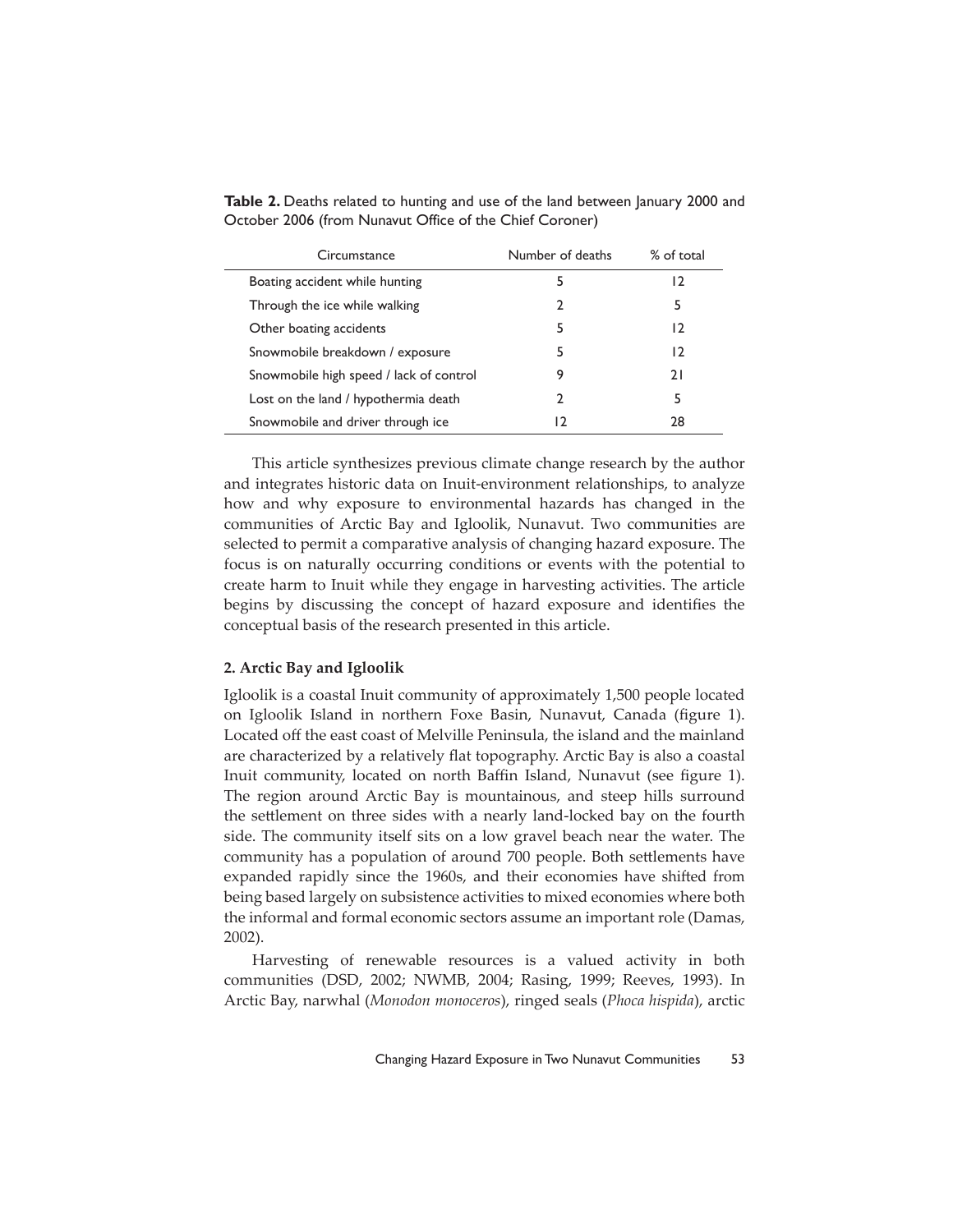**Table 2.** Deaths related to hunting and use of the land between January 2000 and October 2006 (from Nunavut Office of the Chief Coroner)

| Circumstance | Number of deaths | % of total |
|---|---|---|
| Boating accident while hunting | 5 | 12 |
| Through the ice while walking | 2 | 5 |
| Other boating accidents | 5 | 12 |
| Snowmobile breakdown / exposure | 5 | 12 |
| Snowmobile high speed / lack of control | 9 | 21 |
| Lost on the land / hypothermia death | 2 | 5 |
| Snowmobile and driver through ice | 12 | 28 |

This article synthesizes previous climate change research by the author and integrates historic data on Inuit-environment relationships, to analyze how and why exposure to environmental hazards has changed in the communities of Arctic Bay and Igloolik, Nunavut. Two communities are selected to permit a comparative analysis of changing hazard exposure. The focus is on naturally occurring conditions or events with the potential to create harm to Inuit while they engage in harvesting activities. The article begins by discussing the concept of hazard exposure and identifies the conceptual basis of the research presented in this article.

## 2. Arctic Bay and Igloolik

Igloolik is a coastal Inuit community of approximately 1,500 people located on Igloolik Island in northern Foxe Basin, Nunavut, Canada (figure 1). Located off the east coast of Melville Peninsula, the island and the mainland are characterized by a relatively flat topography. Arctic Bay is also a coastal Inuit community, located on north Baffin Island, Nunavut (see figure 1). The region around Arctic Bay is mountainous, and steep hills surround the settlement on three sides with a nearly land-locked bay on the fourth side. The community itself sits on a low gravel beach near the water. The community has a population of around 700 people. Both settlements have expanded rapidly since the 1960s, and their economies have shifted from being based largely on subsistence activities to mixed economies where both the informal and formal economic sectors assume an important role (Damas, 2002).

Harvesting of renewable resources is a valued activity in both communities (DSD, 2002; NWMB, 2004; Rasing, 1999; Reeves, 1993). In Arctic Bay, narwhal (*Monodon monoceros*), ringed seals (*Phoca hispida*), arctic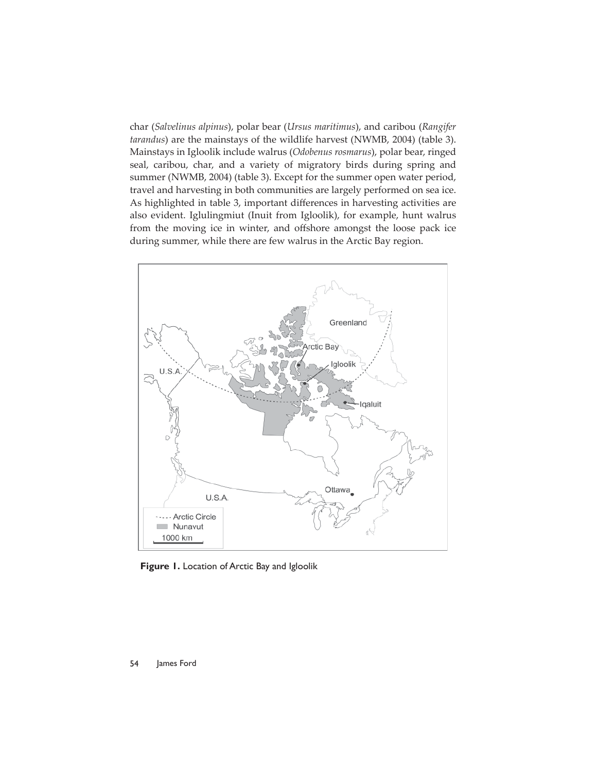char (*Salvelinus alpinus*), polar bear (*Ursus maritimus*), and caribou (*Rangifer tarandus*) are the mainstays of the wildlife harvest (NWMB, 2004) (table 3). Mainstays in Igloolik include walrus (*Odobenus rosmarus*), polar bear, ringed seal, caribou, char, and a variety of migratory birds during spring and summer (NWMB, 2004) (table 3). Except for the summer open water period, travel and harvesting in both communities are largely performed on sea ice. As highlighted in table 3, important differences in harvesting activities are also evident. Iglulingmiut (Inuit from Igloolik), for example, hunt walrus from the moving ice in winter, and offshore amongst the loose pack ice during summer, while there are few walrus in the Arctic Bay region.

**Figure 1.** Location of Arctic Bay and Igloolik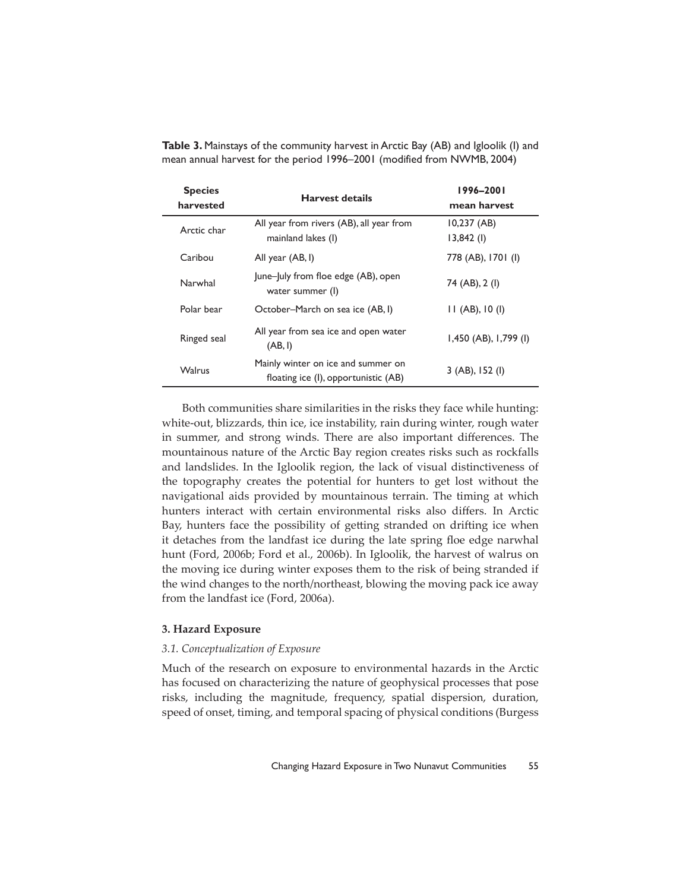**Table 3.** Mainstays of the community harvest in Arctic Bay (AB) and Igloolik (I) and mean annual harvest for the period 1996–2001 (modified from NWMB, 2004)

| Species harvested | Harvest details | 1996–2001 mean harvest |
|---|---|---|
| Arctic char | All year from rivers (AB), all year from mainland lakes (I) | 10,237 (AB)<br>13,842 (I) |
| Caribou | All year (AB, I) | 778 (AB), 1701 (I) |
| Narwhal | June–July from floe edge (AB), open water summer (I) | 74 (AB), 2 (I) |
| Polar bear | October–March on sea ice (AB, I) | 11 (AB), 10 (I) |
| Ringed seal | All year from sea ice and open water (AB, I) | 1,450 (AB), 1,799 (I) |
| Walrus | Mainly winter on ice and summer on floating ice (I), opportunistic (AB) | 3 (AB), 152 (I) |

Both communities share similarities in the risks they face while hunting: white-out, blizzards, thin ice, ice instability, rain during winter, rough water in summer, and strong winds. There are also important differences. The mountainous nature of the Arctic Bay region creates risks such as rockfalls and landslides. In the Igloolik region, the lack of visual distinctiveness of the topography creates the potential for hunters to get lost without the navigational aids provided by mountainous terrain. The timing at which hunters interact with certain environmental risks also differs. In Arctic Bay, hunters face the possibility of getting stranded on drifting ice when it detaches from the landfast ice during the late spring floe edge narwhal hunt (Ford, 2006b; Ford et al., 2006b). In Igloolik, the harvest of walrus on the moving ice during winter exposes them to the risk of being stranded if the wind changes to the north/northeast, blowing the moving pack ice away from the landfast ice (Ford, 2006a).

## 3. Hazard Exposure

### *3.1. Conceptualization of Exposure*

Much of the research on exposure to environmental hazards in the Arctic has focused on characterizing the nature of geophysical processes that pose risks, including the magnitude, frequency, spatial dispersion, duration, speed of onset, timing, and temporal spacing of physical conditions (Burgess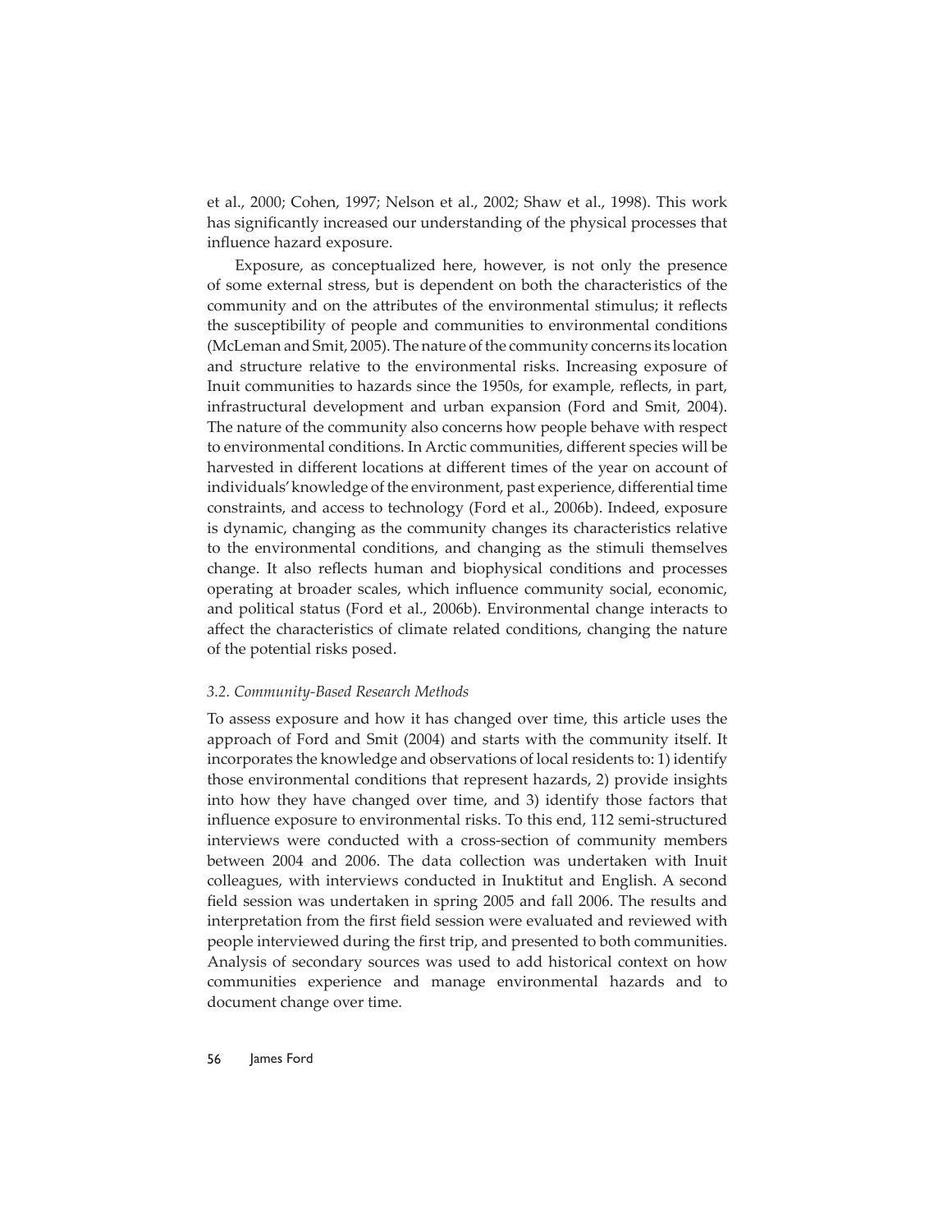et al., 2000; Cohen, 1997; Nelson et al., 2002; Shaw et al., 1998). This work has significantly increased our understanding of the physical processes that influence hazard exposure.

Exposure, as conceptualized here, however, is not only the presence of some external stress, but is dependent on both the characteristics of the community and on the attributes of the environmental stimulus; it reflects the susceptibility of people and communities to environmental conditions (McLeman and Smit, 2005). The nature of the community concerns its location and structure relative to the environmental risks. Increasing exposure of Inuit communities to hazards since the 1950s, for example, reflects, in part, infrastructural development and urban expansion (Ford and Smit, 2004). The nature of the community also concerns how people behave with respect to environmental conditions. In Arctic communities, different species will be harvested in different locations at different times of the year on account of individuals' knowledge of the environment, past experience, differential time constraints, and access to technology (Ford et al., 2006b). Indeed, exposure is dynamic, changing as the community changes its characteristics relative to the environmental conditions, and changing as the stimuli themselves change. It also reflects human and biophysical conditions and processes operating at broader scales, which influence community social, economic, and political status (Ford et al., 2006b). Environmental change interacts to affect the characteristics of climate related conditions, changing the nature of the potential risks posed.

### *3.2. Community-Based Research Methods*

To assess exposure and how it has changed over time, this article uses the approach of Ford and Smit (2004) and starts with the community itself. It incorporates the knowledge and observations of local residents to: 1) identify those environmental conditions that represent hazards, 2) provide insights into how they have changed over time, and 3) identify those factors that influence exposure to environmental risks. To this end, 112 semi-structured interviews were conducted with a cross-section of community members between 2004 and 2006. The data collection was undertaken with Inuit colleagues, with interviews conducted in Inuktitut and English. A second field session was undertaken in spring 2005 and fall 2006. The results and interpretation from the first field session were evaluated and reviewed with people interviewed during the first trip, and presented to both communities. Analysis of secondary sources was used to add historical context on how communities experience and manage environmental hazards and to document change over time.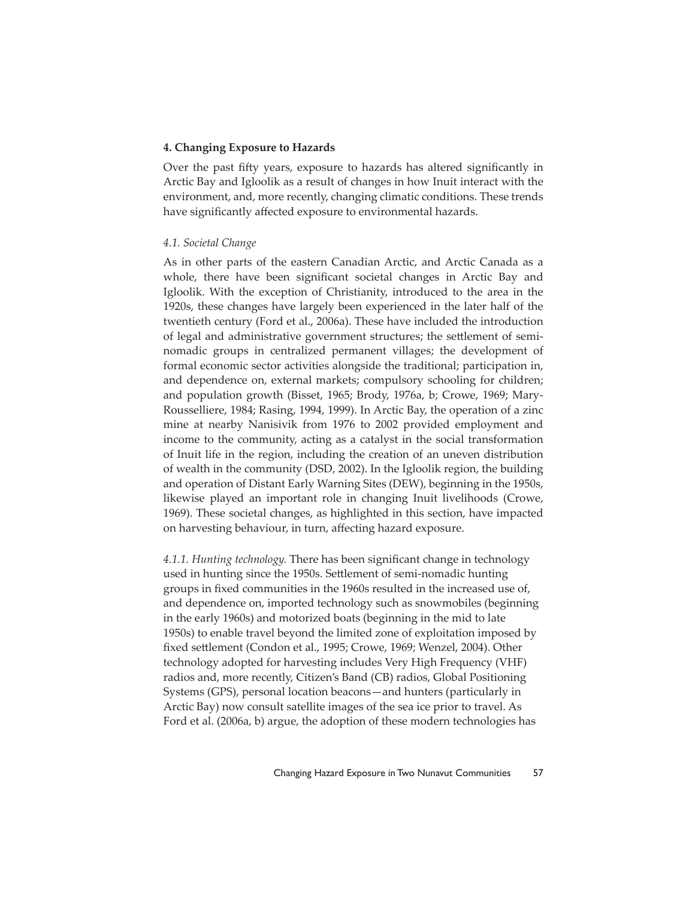## 4. Changing Exposure to Hazards

Over the past fifty years, exposure to hazards has altered significantly in Arctic Bay and Igloolik as a result of changes in how Inuit interact with the environment, and, more recently, changing climatic conditions. These trends have significantly affected exposure to environmental hazards.

### *4.1. Societal Change*

As in other parts of the eastern Canadian Arctic, and Arctic Canada as a whole, there have been significant societal changes in Arctic Bay and Igloolik. With the exception of Christianity, introduced to the area in the 1920s, these changes have largely been experienced in the later half of the twentieth century (Ford et al., 2006a). These have included the introduction of legal and administrative government structures; the settlement of semi-nomadic groups in centralized permanent villages; the development of formal economic sector activities alongside the traditional; participation in, and dependence on, external markets; compulsory schooling for children; and population growth (Bisset, 1965; Brody, 1976a, b; Crowe, 1969; Mary-Rousselliere, 1984; Rasing, 1994, 1999). In Arctic Bay, the operation of a zinc mine at nearby Nanisivik from 1976 to 2002 provided employment and income to the community, acting as a catalyst in the social transformation of Inuit life in the region, including the creation of an uneven distribution of wealth in the community (DSD, 2002). In the Igloolik region, the building and operation of Distant Early Warning Sites (DEW), beginning in the 1950s, likewise played an important role in changing Inuit livelihoods (Crowe, 1969). These societal changes, as highlighted in this section, have impacted on harvesting behaviour, in turn, affecting hazard exposure.

*4.1.1. Hunting technology.* There has been significant change in technology used in hunting since the 1950s. Settlement of semi-nomadic hunting groups in fixed communities in the 1960s resulted in the increased use of, and dependence on, imported technology such as snowmobiles (beginning in the early 1960s) and motorized boats (beginning in the mid to late 1950s) to enable travel beyond the limited zone of exploitation imposed by fixed settlement (Condon et al., 1995; Crowe, 1969; Wenzel, 2004). Other technology adopted for harvesting includes Very High Frequency (VHF) radios and, more recently, Citizen's Band (CB) radios, Global Positioning Systems (GPS), personal location beacons—and hunters (particularly in Arctic Bay) now consult satellite images of the sea ice prior to travel. As Ford et al. (2006a, b) argue, the adoption of these modern technologies has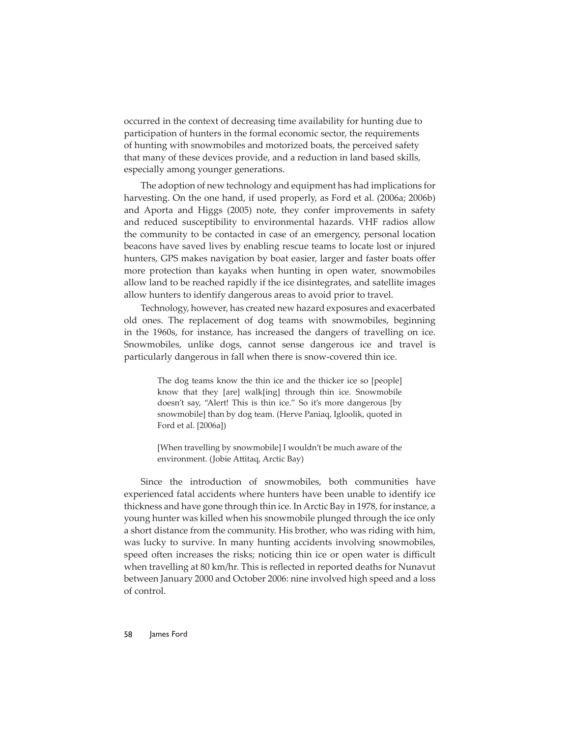occurred in the context of decreasing time availability for hunting due to participation of hunters in the formal economic sector, the requirements of hunting with snowmobiles and motorized boats, the perceived safety that many of these devices provide, and a reduction in land based skills, especially among younger generations.

The adoption of new technology and equipment has had implications for harvesting. On the one hand, if used properly, as Ford et al. (2006a; 2006b) and Aporta and Higgs (2005) note, they confer improvements in safety and reduced susceptibility to environmental hazards. VHF radios allow the community to be contacted in case of an emergency, personal location beacons have saved lives by enabling rescue teams to locate lost or injured hunters, GPS makes navigation by boat easier, larger and faster boats offer more protection than kayaks when hunting in open water, snowmobiles allow land to be reached rapidly if the ice disintegrates, and satellite images allow hunters to identify dangerous areas to avoid prior to travel.

Technology, however, has created new hazard exposures and exacerbated old ones. The replacement of dog teams with snowmobiles, beginning in the 1960s, for instance, has increased the dangers of travelling on ice. Snowmobiles, unlike dogs, cannot sense dangerous ice and travel is particularly dangerous in fall when there is snow-covered thin ice.

> The dog teams know the thin ice and the thicker ice so [people] know that they [are] walk[ing] through thin ice. Snowmobile doesn't say, "Alert! This is thin ice." So it's more dangerous [by snowmobile] than by dog team. (Herve Paniaq, Igloolik, quoted in Ford et al. [2006a])

> [When travelling by snowmobile] I wouldn't be much aware of the environment. (Jobie Attitaq, Arctic Bay)

Since the introduction of snowmobiles, both communities have experienced fatal accidents where hunters have been unable to identify ice thickness and have gone through thin ice. In Arctic Bay in 1978, for instance, a young hunter was killed when his snowmobile plunged through the ice only a short distance from the community. His brother, who was riding with him, was lucky to survive. In many hunting accidents involving snowmobiles, speed often increases the risks; noticing thin ice or open water is difficult when travelling at 80 km/hr. This is reflected in reported deaths for Nunavut between January 2000 and October 2006: nine involved high speed and a loss of control.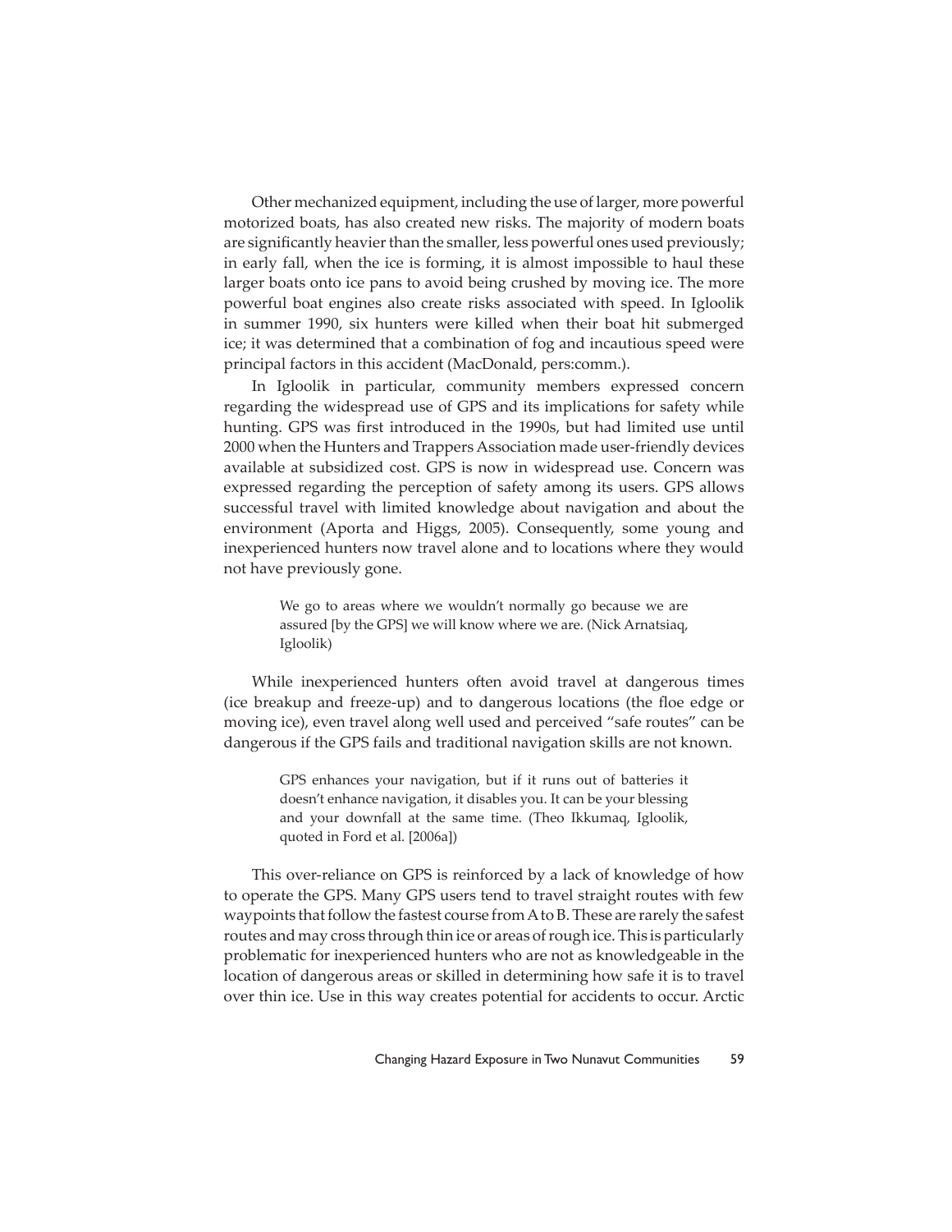Other mechanized equipment, including the use of larger, more powerful motorized boats, has also created new risks. The majority of modern boats are significantly heavier than the smaller, less powerful ones used previously; in early fall, when the ice is forming, it is almost impossible to haul these larger boats onto ice pans to avoid being crushed by moving ice. The more powerful boat engines also create risks associated with speed. In Igloolik in summer 1990, six hunters were killed when their boat hit submerged ice; it was determined that a combination of fog and incautious speed were principal factors in this accident (MacDonald, pers:comm.).

In Igloolik in particular, community members expressed concern regarding the widespread use of GPS and its implications for safety while hunting. GPS was first introduced in the 1990s, but had limited use until 2000 when the Hunters and Trappers Association made user-friendly devices available at subsidized cost. GPS is now in widespread use. Concern was expressed regarding the perception of safety among its users. GPS allows successful travel with limited knowledge about navigation and about the environment (Aporta and Higgs, 2005). Consequently, some young and inexperienced hunters now travel alone and to locations where they would not have previously gone.

> We go to areas where we wouldn't normally go because we are assured [by the GPS] we will know where we are. (Nick Arnatsiaq, Igloolik)

While inexperienced hunters often avoid travel at dangerous times (ice breakup and freeze-up) and to dangerous locations (the floe edge or moving ice), even travel along well used and perceived "safe routes" can be dangerous if the GPS fails and traditional navigation skills are not known.

> GPS enhances your navigation, but if it runs out of batteries it doesn't enhance navigation, it disables you. It can be your blessing and your downfall at the same time. (Theo Ikkumaq, Igloolik, quoted in Ford et al. [2006a])

This over-reliance on GPS is reinforced by a lack of knowledge of how to operate the GPS. Many GPS users tend to travel straight routes with few waypoints that follow the fastest course from A to B. These are rarely the safest routes and may cross through thin ice or areas of rough ice. This is particularly problematic for inexperienced hunters who are not as knowledgeable in the location of dangerous areas or skilled in determining how safe it is to travel over thin ice. Use in this way creates potential for accidents to occur. Arctic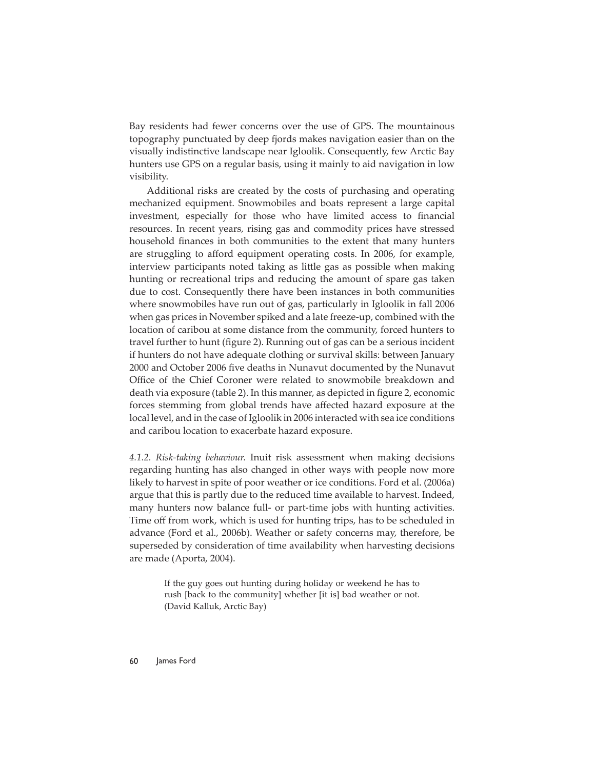Bay residents had fewer concerns over the use of GPS. The mountainous topography punctuated by deep fjords makes navigation easier than on the visually indistinctive landscape near Igloolik. Consequently, few Arctic Bay hunters use GPS on a regular basis, using it mainly to aid navigation in low visibility.

Additional risks are created by the costs of purchasing and operating mechanized equipment. Snowmobiles and boats represent a large capital investment, especially for those who have limited access to financial resources. In recent years, rising gas and commodity prices have stressed household finances in both communities to the extent that many hunters are struggling to afford equipment operating costs. In 2006, for example, interview participants noted taking as little gas as possible when making hunting or recreational trips and reducing the amount of spare gas taken due to cost. Consequently there have been instances in both communities where snowmobiles have run out of gas, particularly in Igloolik in fall 2006 when gas prices in November spiked and a late freeze-up, combined with the location of caribou at some distance from the community, forced hunters to travel further to hunt (figure 2). Running out of gas can be a serious incident if hunters do not have adequate clothing or survival skills: between January 2000 and October 2006 five deaths in Nunavut documented by the Nunavut Office of the Chief Coroner were related to snowmobile breakdown and death via exposure (table 2). In this manner, as depicted in figure 2, economic forces stemming from global trends have affected hazard exposure at the local level, and in the case of Igloolik in 2006 interacted with sea ice conditions and caribou location to exacerbate hazard exposure.

*4.1.2. Risk-taking behaviour.* Inuit risk assessment when making decisions regarding hunting has also changed in other ways with people now more likely to harvest in spite of poor weather or ice conditions. Ford et al. (2006a) argue that this is partly due to the reduced time available to harvest. Indeed, many hunters now balance full- or part-time jobs with hunting activities. Time off from work, which is used for hunting trips, has to be scheduled in advance (Ford et al., 2006b). Weather or safety concerns may, therefore, be superseded by consideration of time availability when harvesting decisions are made (Aporta, 2004).

> If the guy goes out hunting during holiday or weekend he has to rush [back to the community] whether [it is] bad weather or not. (David Kalluk, Arctic Bay)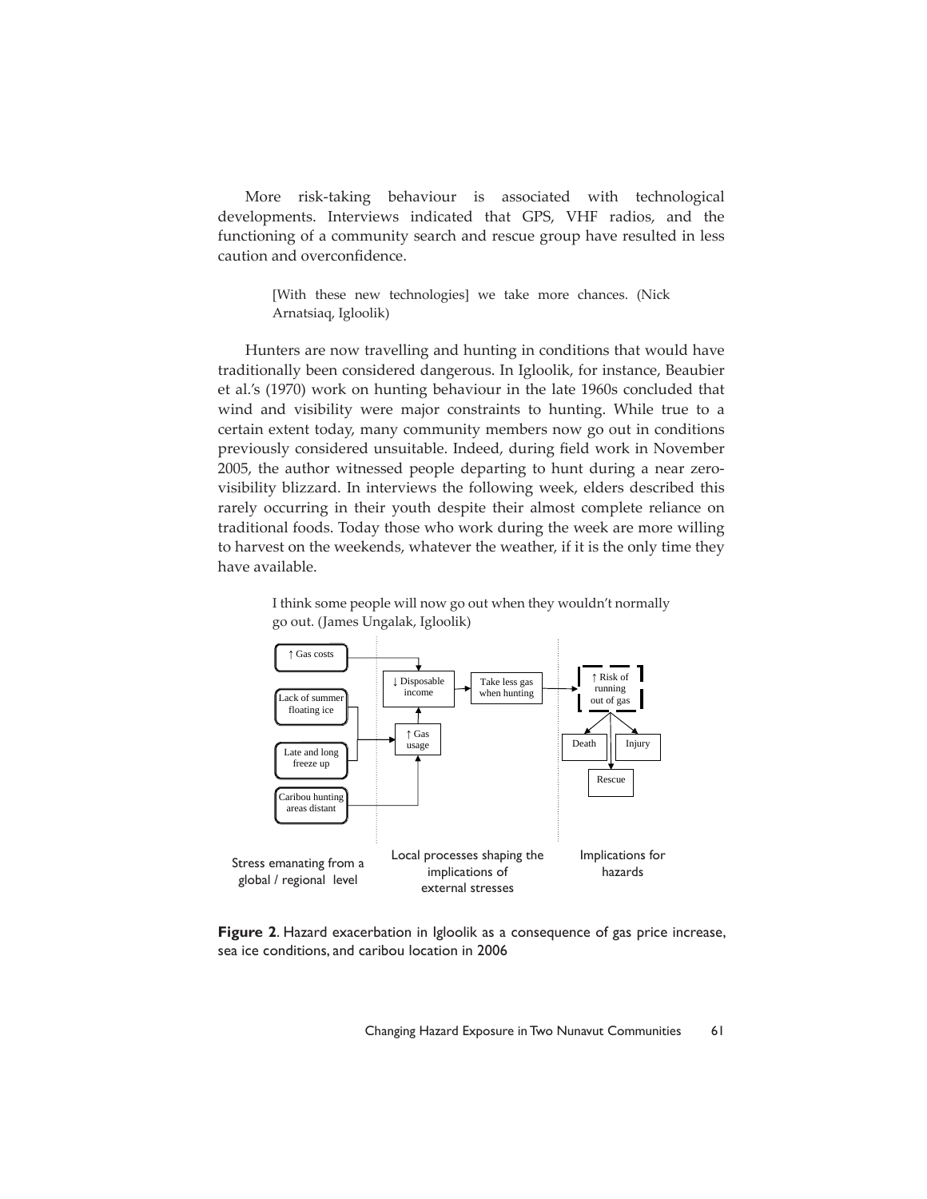More risk-taking behaviour is associated with technological developments. Interviews indicated that GPS, VHF radios, and the functioning of a community search and rescue group have resulted in less caution and overconfidence.

> [With these new technologies] we take more chances. (Nick Arnatsiaq, Igloolik)

Hunters are now travelling and hunting in conditions that would have traditionally been considered dangerous. In Igloolik, for instance, Beaubier et al.'s (1970) work on hunting behaviour in the late 1960s concluded that wind and visibility were major constraints to hunting. While true to a certain extent today, many community members now go out in conditions previously considered unsuitable. Indeed, during field work in November 2005, the author witnessed people departing to hunt during a near zero-visibility blizzard. In interviews the following week, elders described this rarely occurring in their youth despite their almost complete reliance on traditional foods. Today those who work during the week are more willing to harvest on the weekends, whatever the weather, if it is the only time they have available.

> I think some people will now go out when they wouldn't normally go out. (James Ungalak, Igloolik)

↑ Gas costs

Lack of summer floating ice

Late and long freeze up

Caribou hunting areas distant

↓ Disposable income

↑ Gas usage

Take less gas when hunting

↑ Risk of running out of gas

Death

Injury

Rescue

Stress emanating from a global / regional level

Local processes shaping the implications of external stresses

Implications for hazards

**Figure 2**. Hazard exacerbation in Igloolik as a consequence of gas price increase, sea ice conditions, and caribou location in 2006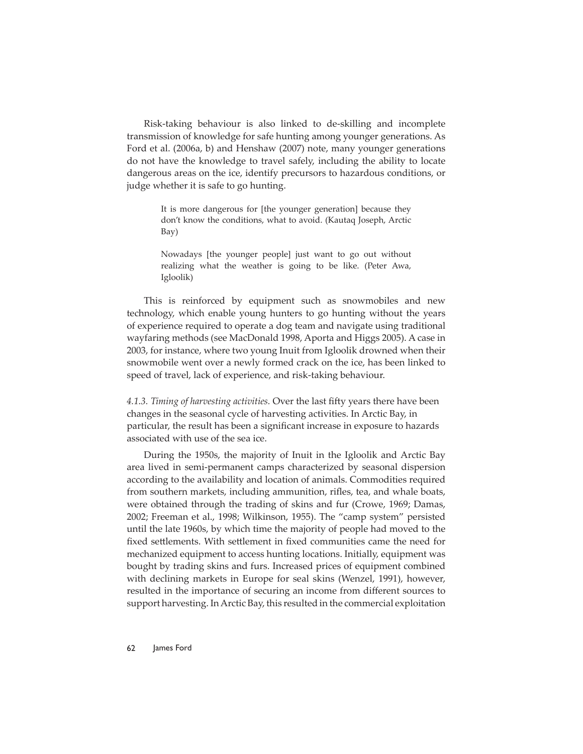Risk-taking behaviour is also linked to de-skilling and incomplete transmission of knowledge for safe hunting among younger generations. As Ford et al. (2006a, b) and Henshaw (2007) note, many younger generations do not have the knowledge to travel safely, including the ability to locate dangerous areas on the ice, identify precursors to hazardous conditions, or judge whether it is safe to go hunting.

> It is more dangerous for [the younger generation] because they don't know the conditions, what to avoid. (Kautaq Joseph, Arctic Bay)

> Nowadays [the younger people] just want to go out without realizing what the weather is going to be like. (Peter Awa, Igloolik)

This is reinforced by equipment such as snowmobiles and new technology, which enable young hunters to go hunting without the years of experience required to operate a dog team and navigate using traditional wayfaring methods (see MacDonald 1998, Aporta and Higgs 2005). A case in 2003, for instance, where two young Inuit from Igloolik drowned when their snowmobile went over a newly formed crack on the ice, has been linked to speed of travel, lack of experience, and risk-taking behaviour.

*4.1.3. Timing of harvesting activities.* Over the last fifty years there have been changes in the seasonal cycle of harvesting activities. In Arctic Bay, in particular, the result has been a significant increase in exposure to hazards associated with use of the sea ice.

During the 1950s, the majority of Inuit in the Igloolik and Arctic Bay area lived in semi-permanent camps characterized by seasonal dispersion according to the availability and location of animals. Commodities required from southern markets, including ammunition, rifles, tea, and whale boats, were obtained through the trading of skins and fur (Crowe, 1969; Damas, 2002; Freeman et al., 1998; Wilkinson, 1955). The "camp system" persisted until the late 1960s, by which time the majority of people had moved to the fixed settlements. With settlement in fixed communities came the need for mechanized equipment to access hunting locations. Initially, equipment was bought by trading skins and furs. Increased prices of equipment combined with declining markets in Europe for seal skins (Wenzel, 1991), however, resulted in the importance of securing an income from different sources to support harvesting. In Arctic Bay, this resulted in the commercial exploitation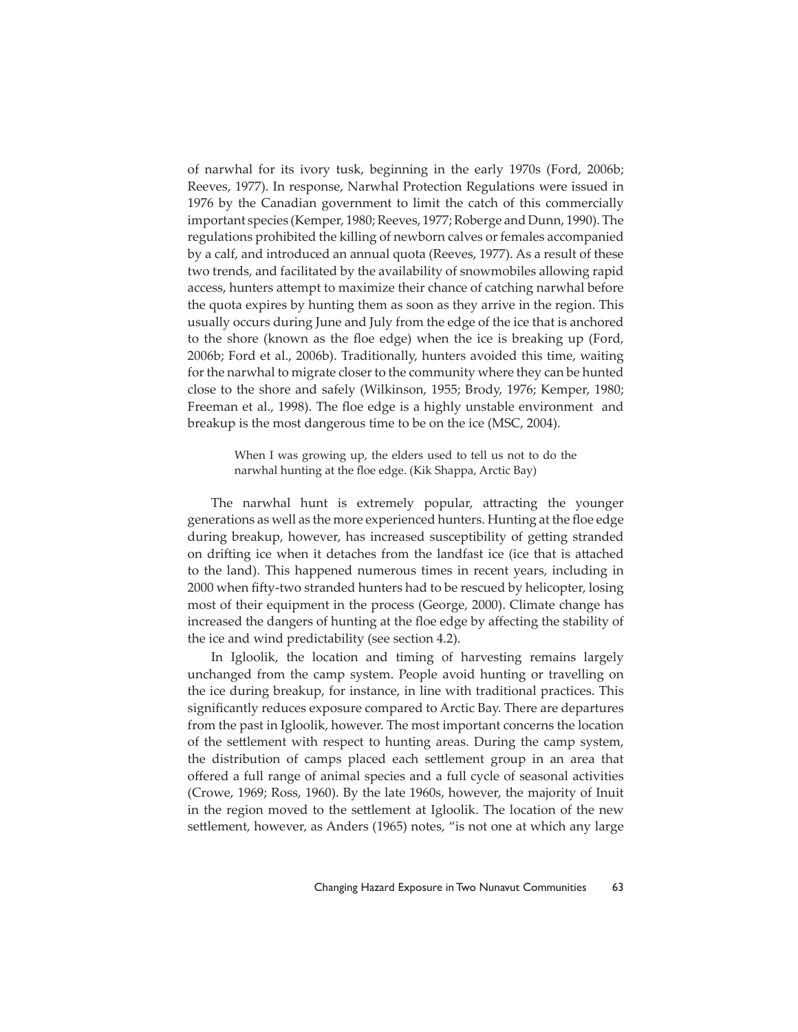of narwhal for its ivory tusk, beginning in the early 1970s (Ford, 2006b; Reeves, 1977). In response, Narwhal Protection Regulations were issued in 1976 by the Canadian government to limit the catch of this commercially important species (Kemper, 1980; Reeves, 1977; Roberge and Dunn, 1990). The regulations prohibited the killing of newborn calves or females accompanied by a calf, and introduced an annual quota (Reeves, 1977). As a result of these two trends, and facilitated by the availability of snowmobiles allowing rapid access, hunters attempt to maximize their chance of catching narwhal before the quota expires by hunting them as soon as they arrive in the region. This usually occurs during June and July from the edge of the ice that is anchored to the shore (known as the floe edge) when the ice is breaking up (Ford, 2006b; Ford et al., 2006b). Traditionally, hunters avoided this time, waiting for the narwhal to migrate closer to the community where they can be hunted close to the shore and safely (Wilkinson, 1955; Brody, 1976; Kemper, 1980; Freeman et al., 1998). The floe edge is a highly unstable environment and breakup is the most dangerous time to be on the ice (MSC, 2004).

> When I was growing up, the elders used to tell us not to do the narwhal hunting at the floe edge. (Kik Shappa, Arctic Bay)

The narwhal hunt is extremely popular, attracting the younger generations as well as the more experienced hunters. Hunting at the floe edge during breakup, however, has increased susceptibility of getting stranded on drifting ice when it detaches from the landfast ice (ice that is attached to the land). This happened numerous times in recent years, including in 2000 when fifty-two stranded hunters had to be rescued by helicopter, losing most of their equipment in the process (George, 2000). Climate change has increased the dangers of hunting at the floe edge by affecting the stability of the ice and wind predictability (see section 4.2).

In Igloolik, the location and timing of harvesting remains largely unchanged from the camp system. People avoid hunting or travelling on the ice during breakup, for instance, in line with traditional practices. This significantly reduces exposure compared to Arctic Bay. There are departures from the past in Igloolik, however. The most important concerns the location of the settlement with respect to hunting areas. During the camp system, the distribution of camps placed each settlement group in an area that offered a full range of animal species and a full cycle of seasonal activities (Crowe, 1969; Ross, 1960). By the late 1960s, however, the majority of Inuit in the region moved to the settlement at Igloolik. The location of the new settlement, however, as Anders (1965) notes, "is not one at which any large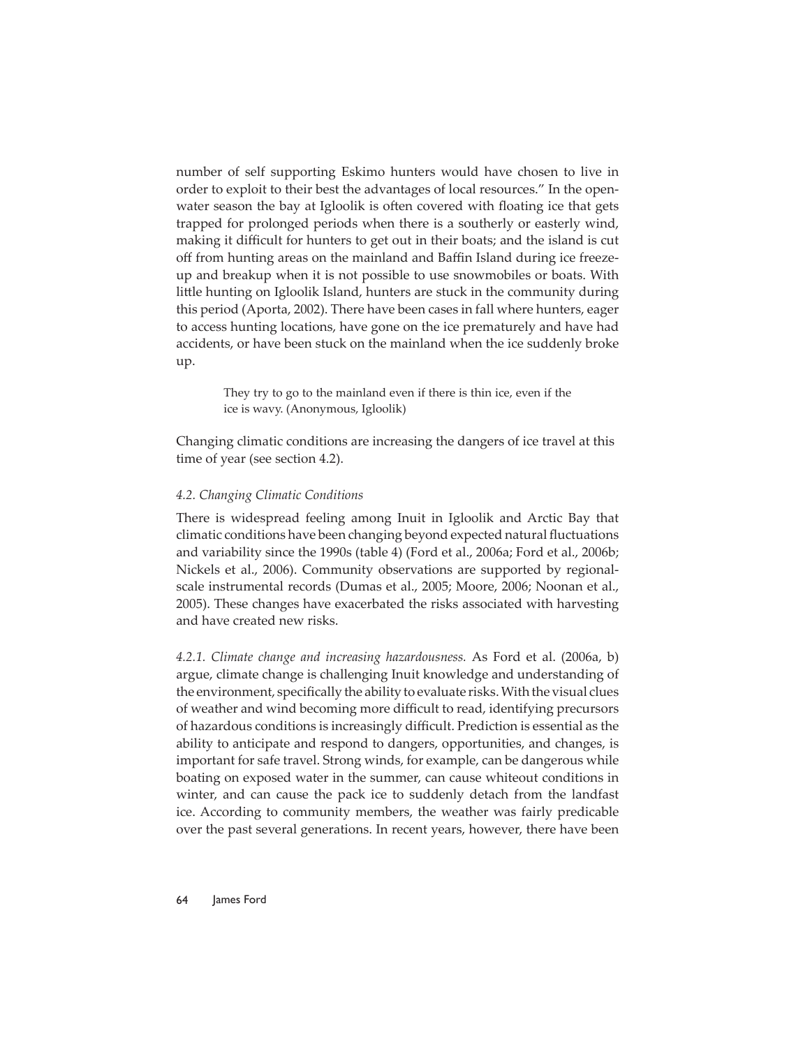number of self supporting Eskimo hunters would have chosen to live in order to exploit to their best the advantages of local resources." In the open-water season the bay at Igloolik is often covered with floating ice that gets trapped for prolonged periods when there is a southerly or easterly wind, making it difficult for hunters to get out in their boats; and the island is cut off from hunting areas on the mainland and Baffin Island during ice freeze-up and breakup when it is not possible to use snowmobiles or boats. With little hunting on Igloolik Island, hunters are stuck in the community during this period (Aporta, 2002). There have been cases in fall where hunters, eager to access hunting locations, have gone on the ice prematurely and have had accidents, or have been stuck on the mainland when the ice suddenly broke up.

> They try to go to the mainland even if there is thin ice, even if the ice is wavy. (Anonymous, Igloolik)

Changing climatic conditions are increasing the dangers of ice travel at this time of year (see section 4.2).

### *4.2. Changing Climatic Conditions*

There is widespread feeling among Inuit in Igloolik and Arctic Bay that climatic conditions have been changing beyond expected natural fluctuations and variability since the 1990s (table 4) (Ford et al., 2006a; Ford et al., 2006b; Nickels et al., 2006). Community observations are supported by regional-scale instrumental records (Dumas et al., 2005; Moore, 2006; Noonan et al., 2005). These changes have exacerbated the risks associated with harvesting and have created new risks.

*4.2.1. Climate change and increasing hazardousness.* As Ford et al. (2006a, b) argue, climate change is challenging Inuit knowledge and understanding of the environment, specifically the ability to evaluate risks. With the visual clues of weather and wind becoming more difficult to read, identifying precursors of hazardous conditions is increasingly difficult. Prediction is essential as the ability to anticipate and respond to dangers, opportunities, and changes, is important for safe travel. Strong winds, for example, can be dangerous while boating on exposed water in the summer, can cause whiteout conditions in winter, and can cause the pack ice to suddenly detach from the landfast ice. According to community members, the weather was fairly predicable over the past several generations. In recent years, however, there have been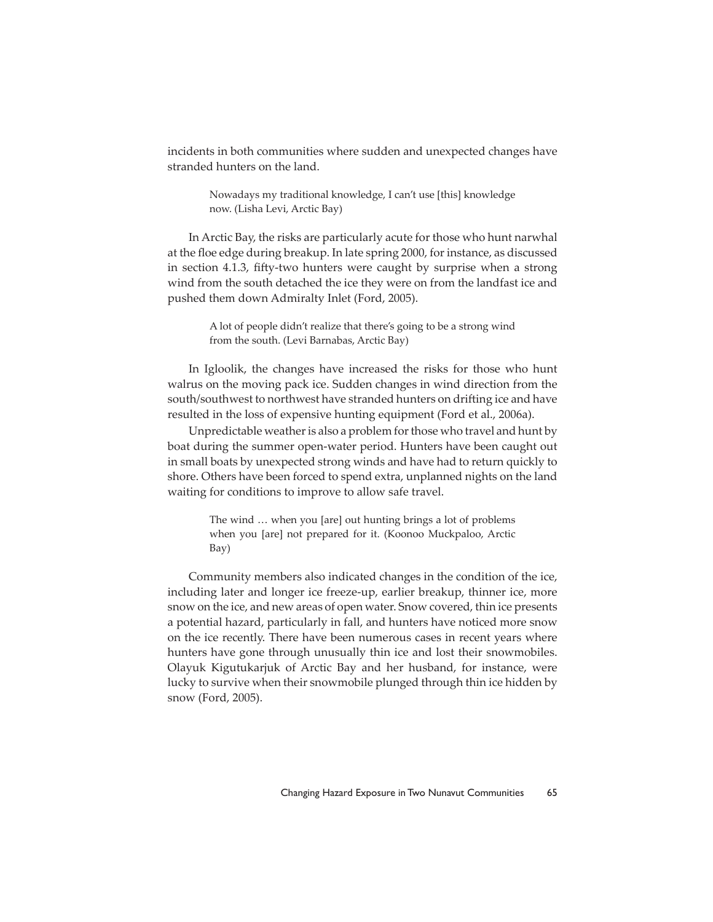incidents in both communities where sudden and unexpected changes have stranded hunters on the land.

> Nowadays my traditional knowledge, I can't use [this] knowledge now. (Lisha Levi, Arctic Bay)

In Arctic Bay, the risks are particularly acute for those who hunt narwhal at the floe edge during breakup. In late spring 2000, for instance, as discussed in section 4.1.3, fifty-two hunters were caught by surprise when a strong wind from the south detached the ice they were on from the landfast ice and pushed them down Admiralty Inlet (Ford, 2005).

> A lot of people didn't realize that there's going to be a strong wind from the south. (Levi Barnabas, Arctic Bay)

In Igloolik, the changes have increased the risks for those who hunt walrus on the moving pack ice. Sudden changes in wind direction from the south/southwest to northwest have stranded hunters on drifting ice and have resulted in the loss of expensive hunting equipment (Ford et al., 2006a).

Unpredictable weather is also a problem for those who travel and hunt by boat during the summer open-water period. Hunters have been caught out in small boats by unexpected strong winds and have had to return quickly to shore. Others have been forced to spend extra, unplanned nights on the land waiting for conditions to improve to allow safe travel.

> The wind … when you [are] out hunting brings a lot of problems when you [are] not prepared for it. (Koonoo Muckpaloo, Arctic Bay)

Community members also indicated changes in the condition of the ice, including later and longer ice freeze-up, earlier breakup, thinner ice, more snow on the ice, and new areas of open water. Snow covered, thin ice presents a potential hazard, particularly in fall, and hunters have noticed more snow on the ice recently. There have been numerous cases in recent years where hunters have gone through unusually thin ice and lost their snowmobiles. Olayuk Kigutukarjuk of Arctic Bay and her husband, for instance, were lucky to survive when their snowmobile plunged through thin ice hidden by snow (Ford, 2005).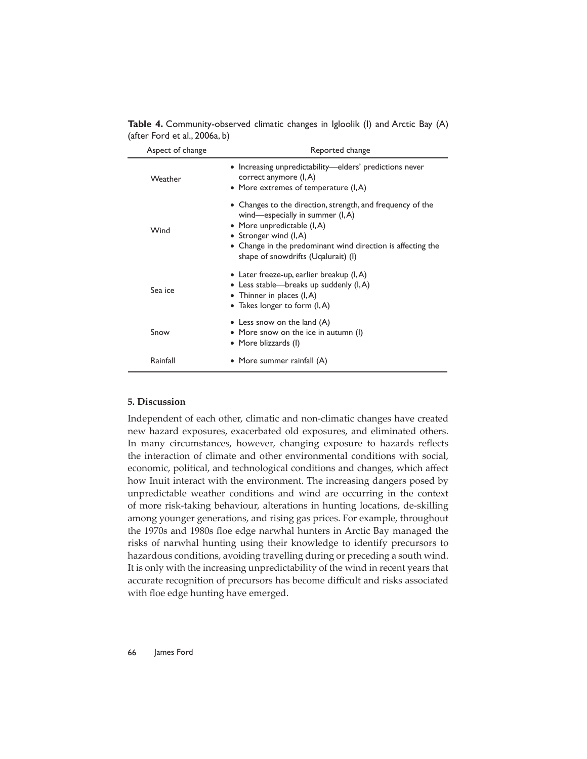**Table 4.** Community-observed climatic changes in Igloolik (I) and Arctic Bay (A) (after Ford et al., 2006a, b)

| Aspect of change | Reported change |
|---|---|
| Weather | • Increasing unpredictability—elders' predictions never correct anymore (I, A)<br>• More extremes of temperature (I, A) |
| Wind | • Changes to the direction, strength, and frequency of the wind—especially in summer (I, A)<br>• More unpredictable (I, A)<br>• Stronger wind (I, A)<br>• Change in the predominant wind direction is affecting the shape of snowdrifts (Uqalurait) (I) |
| Sea ice | • Later freeze-up, earlier breakup (I, A)<br>• Less stable—breaks up suddenly (I, A)<br>• Thinner in places (I, A)<br>• Takes longer to form (I, A) |
| Snow | • Less snow on the land (A)<br>• More snow on the ice in autumn (I)<br>• More blizzards (I) |
| Rainfall | • More summer rainfall (A) |

## 5. Discussion

Independent of each other, climatic and non-climatic changes have created new hazard exposures, exacerbated old exposures, and eliminated others. In many circumstances, however, changing exposure to hazards reflects the interaction of climate and other environmental conditions with social, economic, political, and technological conditions and changes, which affect how Inuit interact with the environment. The increasing dangers posed by unpredictable weather conditions and wind are occurring in the context of more risk-taking behaviour, alterations in hunting locations, de-skilling among younger generations, and rising gas prices. For example, throughout the 1970s and 1980s floe edge narwhal hunters in Arctic Bay managed the risks of narwhal hunting using their knowledge to identify precursors to hazardous conditions, avoiding travelling during or preceding a south wind. It is only with the increasing unpredictability of the wind in recent years that accurate recognition of precursors has become difficult and risks associated with floe edge hunting have emerged.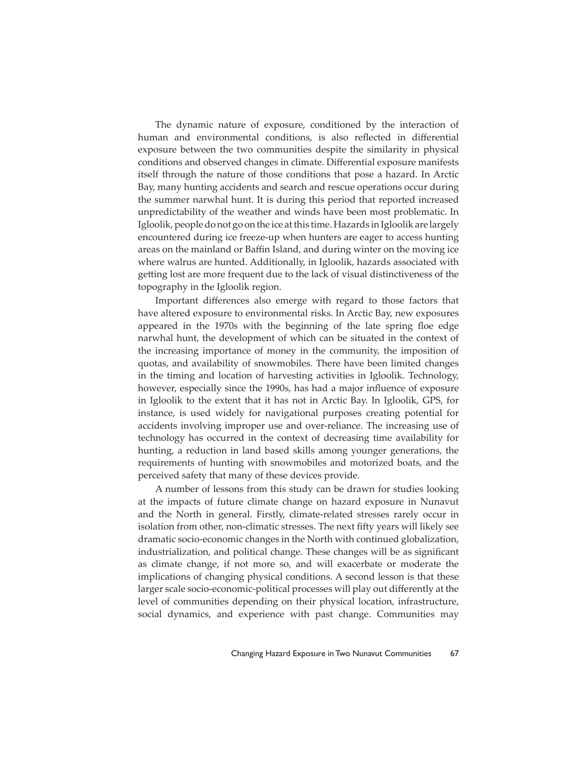The dynamic nature of exposure, conditioned by the interaction of human and environmental conditions, is also reflected in differential exposure between the two communities despite the similarity in physical conditions and observed changes in climate. Differential exposure manifests itself through the nature of those conditions that pose a hazard. In Arctic Bay, many hunting accidents and search and rescue operations occur during the summer narwhal hunt. It is during this period that reported increased unpredictability of the weather and winds have been most problematic. In Igloolik, people do not go on the ice at this time. Hazards in Igloolik are largely encountered during ice freeze-up when hunters are eager to access hunting areas on the mainland or Baffin Island, and during winter on the moving ice where walrus are hunted. Additionally, in Igloolik, hazards associated with getting lost are more frequent due to the lack of visual distinctiveness of the topography in the Igloolik region.

Important differences also emerge with regard to those factors that have altered exposure to environmental risks. In Arctic Bay, new exposures appeared in the 1970s with the beginning of the late spring floe edge narwhal hunt, the development of which can be situated in the context of the increasing importance of money in the community, the imposition of quotas, and availability of snowmobiles. There have been limited changes in the timing and location of harvesting activities in Igloolik. Technology, however, especially since the 1990s, has had a major influence of exposure in Igloolik to the extent that it has not in Arctic Bay. In Igloolik, GPS, for instance, is used widely for navigational purposes creating potential for accidents involving improper use and over-reliance. The increasing use of technology has occurred in the context of decreasing time availability for hunting, a reduction in land based skills among younger generations, the requirements of hunting with snowmobiles and motorized boats, and the perceived safety that many of these devices provide.

A number of lessons from this study can be drawn for studies looking at the impacts of future climate change on hazard exposure in Nunavut and the North in general. Firstly, climate-related stresses rarely occur in isolation from other, non-climatic stresses. The next fifty years will likely see dramatic socio-economic changes in the North with continued globalization, industrialization, and political change. These changes will be as significant as climate change, if not more so, and will exacerbate or moderate the implications of changing physical conditions. A second lesson is that these larger scale socio-economic-political processes will play out differently at the level of communities depending on their physical location, infrastructure, social dynamics, and experience with past change. Communities may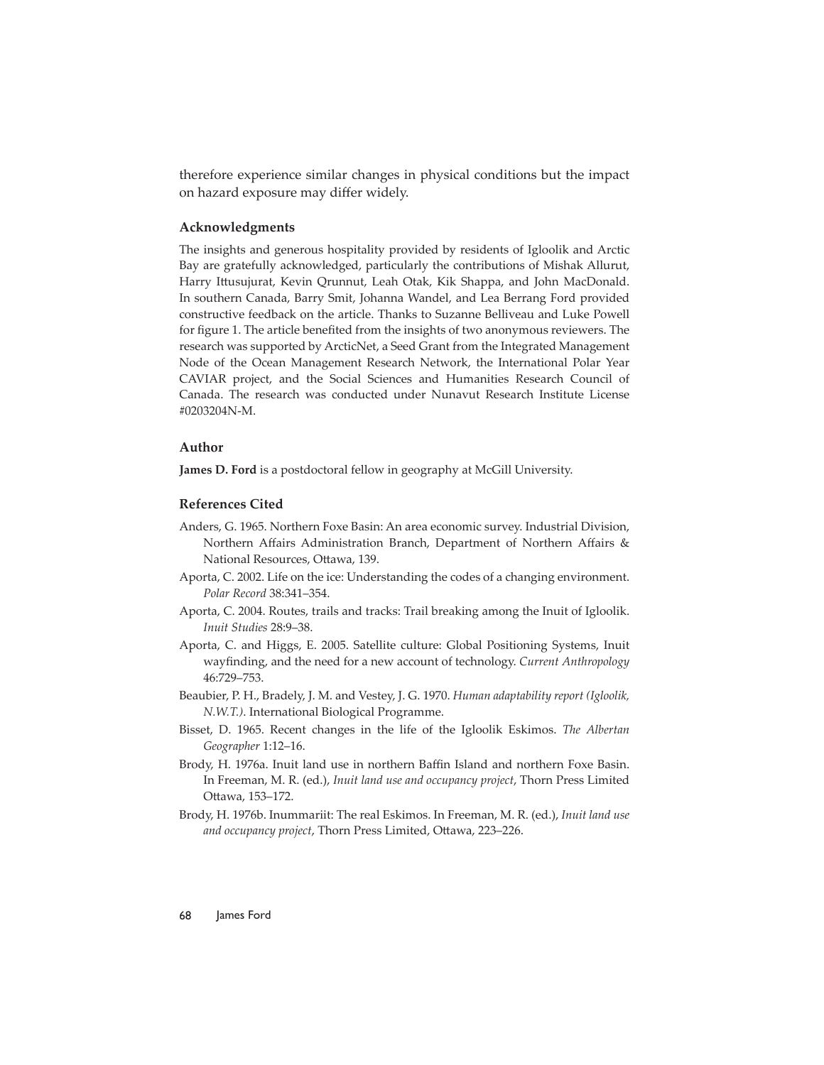therefore experience similar changes in physical conditions but the impact on hazard exposure may differ widely.

### Acknowledgments

The insights and generous hospitality provided by residents of Igloolik and Arctic Bay are gratefully acknowledged, particularly the contributions of Mishak Allurut, Harry Ittusujurat, Kevin Qrunnut, Leah Otak, Kik Shappa, and John MacDonald. In southern Canada, Barry Smit, Johanna Wandel, and Lea Berrang Ford provided constructive feedback on the article. Thanks to Suzanne Belliveau and Luke Powell for figure 1. The article benefited from the insights of two anonymous reviewers. The research was supported by ArcticNet, a Seed Grant from the Integrated Management Node of the Ocean Management Research Network, the International Polar Year CAVIAR project, and the Social Sciences and Humanities Research Council of Canada. The research was conducted under Nunavut Research Institute License #0203204N-M.

### Author

**James D. Ford** is a postdoctoral fellow in geography at McGill University.

### References Cited

Anders, G. 1965. Northern Foxe Basin: An area economic survey. Industrial Division, Northern Affairs Administration Branch, Department of Northern Affairs & National Resources, Ottawa, 139.

Aporta, C. 2002. Life on the ice: Understanding the codes of a changing environment. *Polar Record* 38:341–354.

Aporta, C. 2004. Routes, trails and tracks: Trail breaking among the Inuit of Igloolik. *Inuit Studies* 28:9–38.

Aporta, C. and Higgs, E. 2005. Satellite culture: Global Positioning Systems, Inuit wayfinding, and the need for a new account of technology. *Current Anthropology* 46:729–753.

Beaubier, P. H., Bradely, J. M. and Vestey, J. G. 1970. *Human adaptability report (Igloolik, N.W.T.).* International Biological Programme.

Bisset, D. 1965. Recent changes in the life of the Igloolik Eskimos. *The Albertan Geographer* 1:12–16.

Brody, H. 1976a. Inuit land use in northern Baffin Island and northern Foxe Basin. In Freeman, M. R. (ed.), *Inuit land use and occupancy project*, Thorn Press Limited Ottawa, 153–172.

Brody, H. 1976b. Inummariit: The real Eskimos. In Freeman, M. R. (ed.), *Inuit land use and occupancy project*, Thorn Press Limited, Ottawa, 223–226.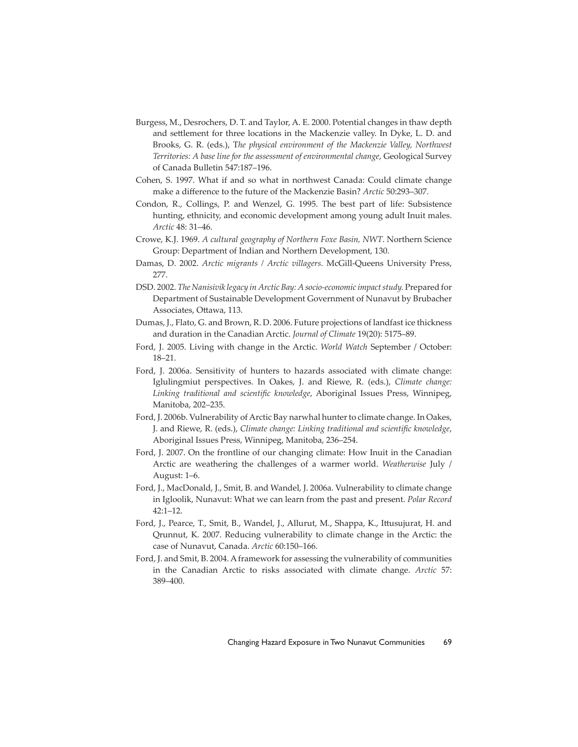Burgess, M., Desrochers, D. T. and Taylor, A. E. 2000. Potential changes in thaw depth and settlement for three locations in the Mackenzie valley. In Dyke, L. D. and Brooks, G. R. (eds.), T*he physical environment of the Mackenzie Valley, Northwest Territories: A base line for the assessment of environmental change*, Geological Survey of Canada Bulletin 547:187–196.

Cohen, S. 1997. What if and so what in northwest Canada: Could climate change make a difference to the future of the Mackenzie Basin? *Arctic* 50:293–307.

Condon, R., Collings, P. and Wenzel, G. 1995. The best part of life: Subsistence hunting, ethnicity, and economic development among young adult Inuit males. *Arctic* 48: 31–46.

Crowe, K.J. 1969. *A cultural geography of Northern Foxe Basin, NWT*. Northern Science Group: Department of Indian and Northern Development, 130.

Damas, D. 2002. *Arctic migrants / Arctic villagers*. McGill-Queens University Press, 277.

DSD. 2002. *The Nanisivik legacy in Arctic Bay: A socio-economic impact study.* Prepared for Department of Sustainable Development Government of Nunavut by Brubacher Associates, Ottawa, 113.

Dumas, J., Flato, G. and Brown, R. D. 2006. Future projections of landfast ice thickness and duration in the Canadian Arctic. *Journal of Climate* 19(20): 5175–89.

Ford, J. 2005. Living with change in the Arctic. *World Watch* September / October: 18–21.

Ford, J. 2006a. Sensitivity of hunters to hazards associated with climate change: Iglulingmiut perspectives. In Oakes, J. and Riewe, R. (eds.), *Climate change: Linking traditional and scientific knowledge*, Aboriginal Issues Press, Winnipeg, Manitoba, 202–235.

Ford, J. 2006b. Vulnerability of Arctic Bay narwhal hunter to climate change. In Oakes, J. and Riewe, R. (eds.), *Climate change: Linking traditional and scientific knowledge*, Aboriginal Issues Press, Winnipeg, Manitoba, 236–254.

Ford, J. 2007. On the frontline of our changing climate: How Inuit in the Canadian Arctic are weathering the challenges of a warmer world. *Weatherwise* July / August: 1–6.

Ford, J., MacDonald, J., Smit, B. and Wandel, J. 2006a. Vulnerability to climate change in Igloolik, Nunavut: What we can learn from the past and present. *Polar Record* 42:1–12.

Ford, J., Pearce, T., Smit, B., Wandel, J., Allurut, M., Shappa, K., Ittusujurat, H. and Qrunnut, K. 2007. Reducing vulnerability to climate change in the Arctic: the case of Nunavut, Canada. *Arctic* 60:150–166.

Ford, J. and Smit, B. 2004. A framework for assessing the vulnerability of communities in the Canadian Arctic to risks associated with climate change. *Arctic* 57: 389–400.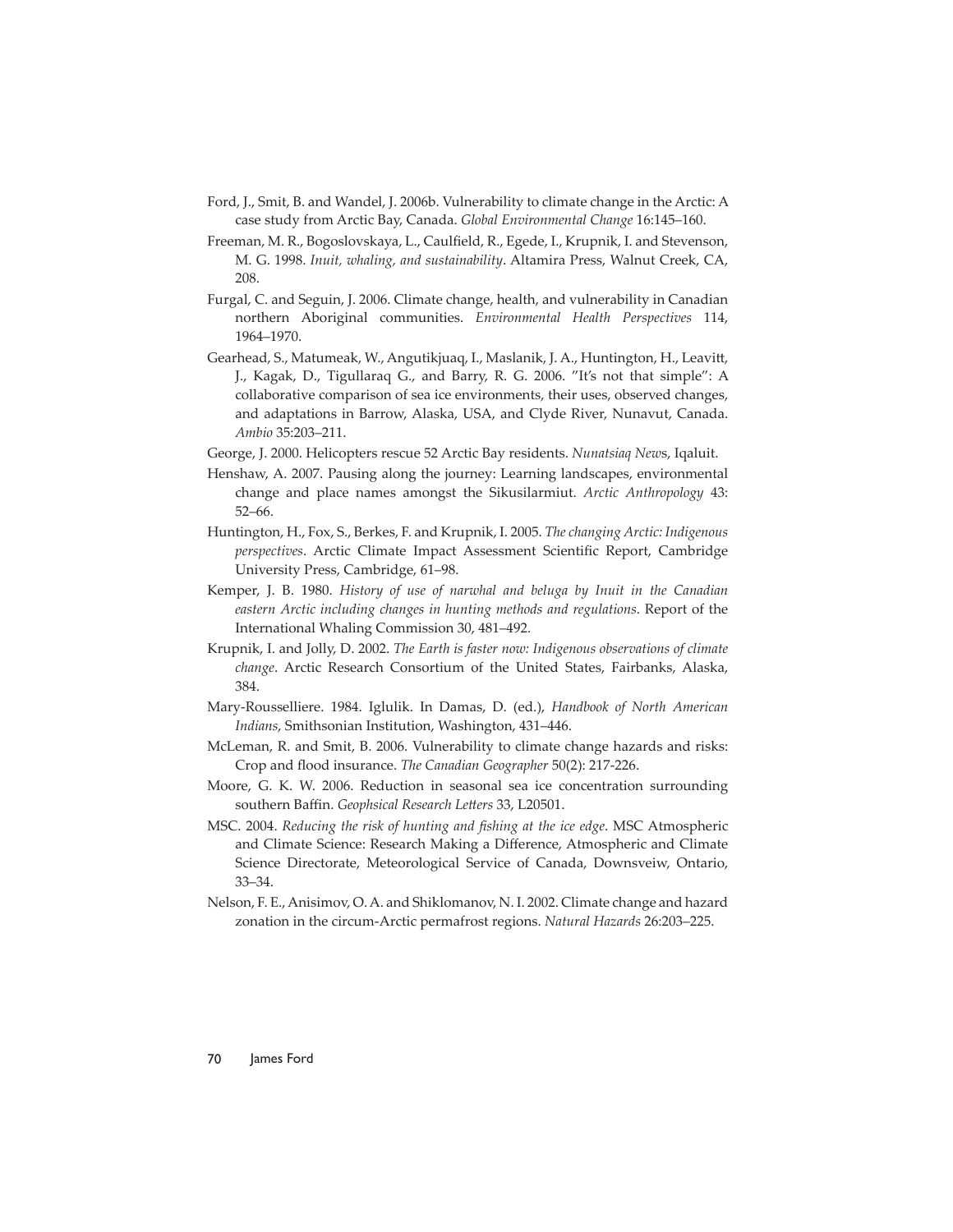Ford, J., Smit, B. and Wandel, J. 2006b. Vulnerability to climate change in the Arctic: A case study from Arctic Bay, Canada. *Global Environmental Change* 16:145–160.

Freeman, M. R., Bogoslovskaya, L., Caulfield, R., Egede, I., Krupnik, I. and Stevenson, M. G. 1998. *Inuit, whaling, and sustainability*. Altamira Press, Walnut Creek, CA, 208.

Furgal, C. and Seguin, J. 2006. Climate change, health, and vulnerability in Canadian northern Aboriginal communities. *Environmental Health Perspectives* 114, 1964–1970.

Gearhead, S., Matumeak, W., Angutikjuaq, I., Maslanik, J. A., Huntington, H., Leavitt, J., Kagak, D., Tigullaraq G., and Barry, R. G. 2006. "It's not that simple": A collaborative comparison of sea ice environments, their uses, observed changes, and adaptations in Barrow, Alaska, USA, and Clyde River, Nunavut, Canada. *Ambio* 35:203–211.

George, J. 2000. Helicopters rescue 52 Arctic Bay residents. *Nunatsiaq News*, Iqaluit.

Henshaw, A. 2007. Pausing along the journey: Learning landscapes, environmental change and place names amongst the Sikusilarmiut. *Arctic Anthropology* 43: 52–66.

Huntington, H., Fox, S., Berkes, F. and Krupnik, I. 2005. *The changing Arctic: Indigenous perspectives*. Arctic Climate Impact Assessment Scientific Report, Cambridge University Press, Cambridge, 61–98.

Kemper, J. B. 1980. *History of use of narwhal and beluga by Inuit in the Canadian eastern Arctic including changes in hunting methods and regulations*. Report of the International Whaling Commission 30, 481–492.

Krupnik, I. and Jolly, D. 2002. *The Earth is faster now: Indigenous observations of climate change*. Arctic Research Consortium of the United States, Fairbanks, Alaska, 384.

Mary-Rousselliere. 1984. Iglulik. In Damas, D. (ed.), *Handbook of North American Indians*, Smithsonian Institution, Washington, 431–446.

McLeman, R. and Smit, B. 2006. Vulnerability to climate change hazards and risks: Crop and flood insurance. *The Canadian Geographer* 50(2): 217-226.

Moore, G. K. W. 2006. Reduction in seasonal sea ice concentration surrounding southern Baffin. *Geophsical Research Letters* 33, L20501.

MSC. 2004. *Reducing the risk of hunting and fishing at the ice edge*. MSC Atmospheric and Climate Science: Research Making a Difference, Atmospheric and Climate Science Directorate, Meteorological Service of Canada, Downsveiw, Ontario, 33–34.

Nelson, F. E., Anisimov, O. A. and Shiklomanov, N. I. 2002. Climate change and hazard zonation in the circum-Arctic permafrost regions. *Natural Hazards* 26:203–225.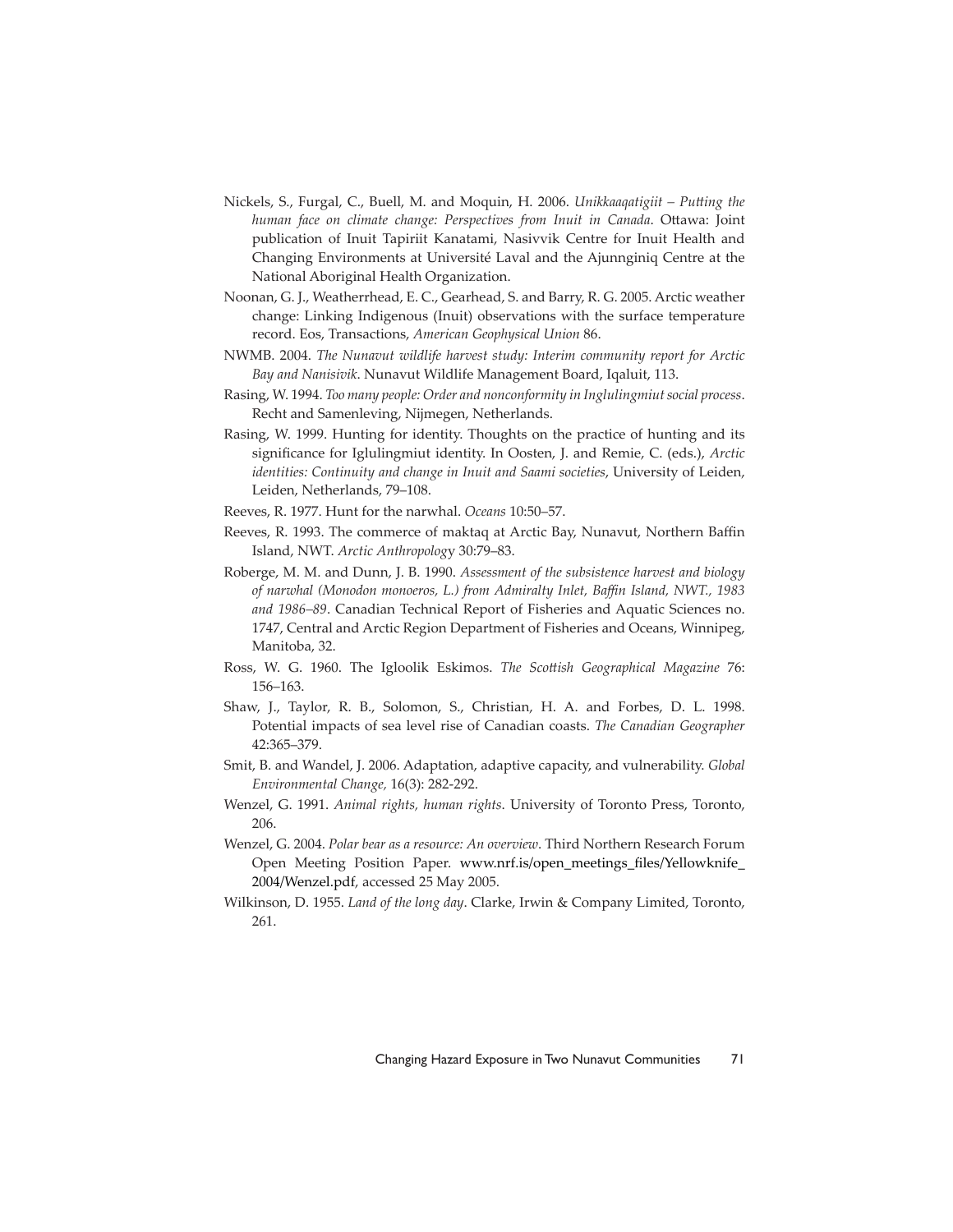Nickels, S., Furgal, C., Buell, M. and Moquin, H. 2006. *Unikkaaqatigiit – Putting the human face on climate change: Perspectives from Inuit in Canada*. Ottawa: Joint publication of Inuit Tapiriit Kanatami, Nasivvik Centre for Inuit Health and Changing Environments at Université Laval and the Ajunnginiq Centre at the National Aboriginal Health Organization.

Noonan, G. J., Weatherrhead, E. C., Gearhead, S. and Barry, R. G. 2005. Arctic weather change: Linking Indigenous (Inuit) observations with the surface temperature record. Eos, Transactions, *American Geophysical Union* 86.

NWMB. 2004. *The Nunavut wildlife harvest study: Interim community report for Arctic Bay and Nanisivik*. Nunavut Wildlife Management Board, Iqaluit, 113.

Rasing, W. 1994. *Too many people: Order and nonconformity in Inglulingmiut social process*. Recht and Samenleving, Nijmegen, Netherlands.

Rasing, W. 1999. Hunting for identity. Thoughts on the practice of hunting and its significance for Iglulingmiut identity. In Oosten, J. and Remie, C. (eds.), *Arctic identities: Continuity and change in Inuit and Saami societies*, University of Leiden, Leiden, Netherlands, 79–108.

Reeves, R. 1977. Hunt for the narwhal. *Oceans* 10:50–57.

Reeves, R. 1993. The commerce of maktaq at Arctic Bay, Nunavut, Northern Baffin Island, NWT. *Arctic Anthropology* 30:79–83.

Roberge, M. M. and Dunn, J. B. 1990. *Assessment of the subsistence harvest and biology of narwhal (Monodon monoeros, L.) from Admiralty Inlet, Baffin Island, NWT., 1983 and 1986–89*. Canadian Technical Report of Fisheries and Aquatic Sciences no. 1747, Central and Arctic Region Department of Fisheries and Oceans, Winnipeg, Manitoba, 32.

Ross, W. G. 1960. The Igloolik Eskimos. *The Scottish Geographical Magazine* 76: 156–163.

Shaw, J., Taylor, R. B., Solomon, S., Christian, H. A. and Forbes, D. L. 1998. Potential impacts of sea level rise of Canadian coasts. *The Canadian Geographer* 42:365–379.

Smit, B. and Wandel, J. 2006. Adaptation, adaptive capacity, and vulnerability. *Global Environmental Change,* 16(3): 282-292.

Wenzel, G. 1991. *Animal rights, human rights*. University of Toronto Press, Toronto, 206.

Wenzel, G. 2004. *Polar bear as a resource: An overview*. Third Northern Research Forum Open Meeting Position Paper. www.nrf.is/open_meetings_files/Yellowknife_2004/Wenzel.pdf, accessed 25 May 2005.

Wilkinson, D. 1955. *Land of the long day*. Clarke, Irwin & Company Limited, Toronto, 261.